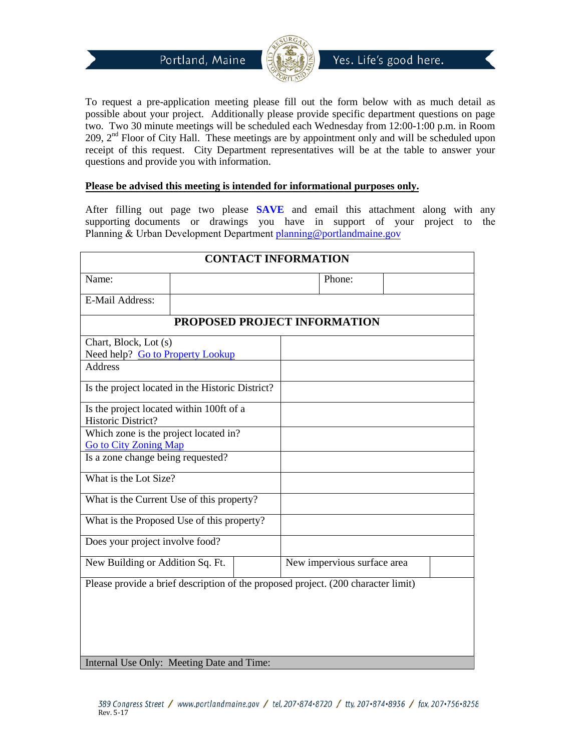Portland, Maine — Yes. Life's good here.

To request a pre-application meeting please fill out the form below with as much detail as possible about your project. Additionally please provide specific department questions on page two. Two 30 minute meetings will be scheduled each Wednesday from 12:00-1:00 p.m. in Room 209, 2nd Floor of City Hall. These meetings are by appointment only and will be scheduled upon receipt of this request. City Department representatives will be at the table to answer your questions and provide you with information.

**Please be advised this meeting is intended for informational purposes only.**

After filling out page two please **SAVE** and email this attachment along with any supporting documents or drawings you have in support of your project to the Planning & Urban Development Department planning@portlandmaine.gov

| CONTACT INFORMATION | | | |
|---|---|---|---|
| Name: | | Phone: | |
| E-Mail Address: | | | |

| PROPOSED PROJECT INFORMATION | | | |
|---|---|---|---|
| Chart, Block, Lot (s) Need help? Go to Property Lookup | | | |
| Address | | | |
| Is the project located in the Historic District? | | | |
| Is the project located within 100ft of a Historic District? | | | |
| Which zone is the project located in? Go to City Zoning Map | | | |
| Is a zone change being requested? | | | |
| What is the Lot Size? | | | |
| What is the Current Use of this property? | | | |
| What is the Proposed Use of this property? | | | |
| Does your project involve food? | | | |
| New Building or Addition Sq. Ft. | | New impervious surface area | |
| Please provide a brief description of the proposed project. (200 character limit) | | | |
| Internal Use Only: Meeting Date and Time: | | | |

389 Congress Street / www.portlandmaine.gov / tel. 207•874•8720 / tty. 207•874•8936 / fax. 207•756•8258

Rev. 5-17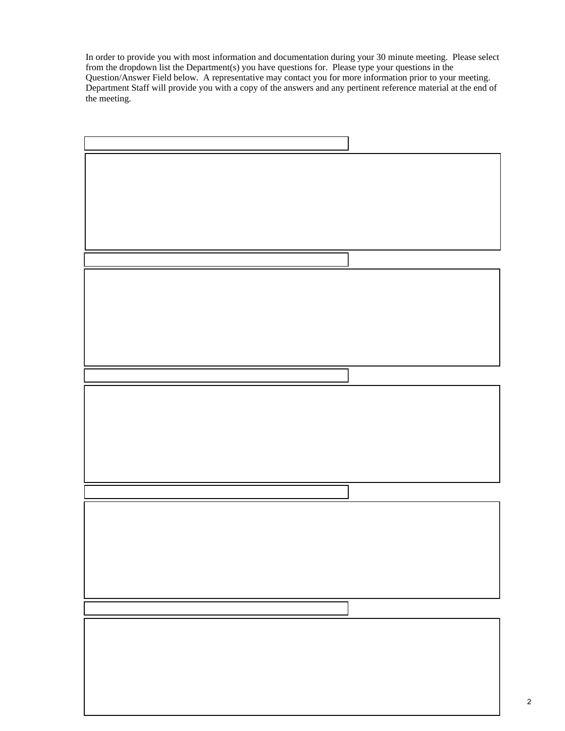In order to provide you with most information and documentation during your 30 minute meeting. Please select from the dropdown list the Department(s) you have questions for. Please type your questions in the Question/Answer Field below. A representative may contact you for more information prior to your meeting. Department Staff will provide you with a copy of the answers and any pertinent reference material at the end of the meeting.